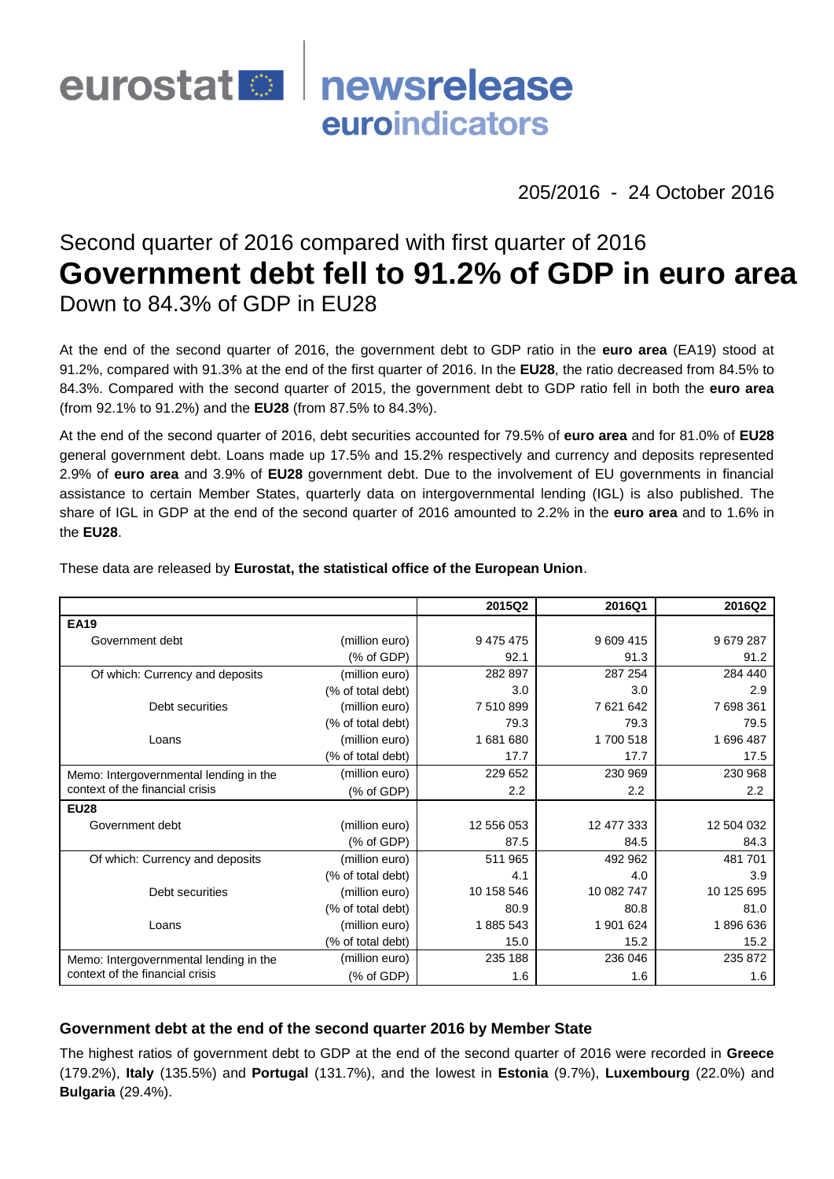eurostat newsrelease euroindicators

205/2016 - 24 October 2016

Second quarter of 2016 compared with first quarter of 2016

# Government debt fell to 91.2% of GDP in euro area

Down to 84.3% of GDP in EU28

At the end of the second quarter of 2016, the government debt to GDP ratio in the **euro area** (EA19) stood at 91.2%, compared with 91.3% at the end of the first quarter of 2016. In the **EU28**, the ratio decreased from 84.5% to 84.3%. Compared with the second quarter of 2015, the government debt to GDP ratio fell in both the **euro area** (from 92.1% to 91.2%) and the **EU28** (from 87.5% to 84.3%).

At the end of the second quarter of 2016, debt securities accounted for 79.5% of **euro area** and for 81.0% of **EU28** general government debt. Loans made up 17.5% and 15.2% respectively and currency and deposits represented 2.9% of **euro area** and 3.9% of **EU28** government debt. Due to the involvement of EU governments in financial assistance to certain Member States, quarterly data on intergovernmental lending (IGL) is also published. The share of IGL in GDP at the end of the second quarter of 2016 amounted to 2.2% in the **euro area** and to 1.6% in the **EU28**.

These data are released by **Eurostat, the statistical office of the European Union**.

| | | 2015Q2 | 2016Q1 | 2016Q2 |
|---|---|---|---|---|
| **EA19** | | | | |
| Government debt | (million euro) | 9 475 475 | 9 609 415 | 9 679 287 |
| | (% of GDP) | 92.1 | 91.3 | 91.2 |
| Of which: Currency and deposits | (million euro) | 282 897 | 287 254 | 284 440 |
| | (% of total debt) | 3.0 | 3.0 | 2.9 |
| Debt securities | (million euro) | 7 510 899 | 7 621 642 | 7 698 361 |
| | (% of total debt) | 79.3 | 79.3 | 79.5 |
| Loans | (million euro) | 1 681 680 | 1 700 518 | 1 696 487 |
| | (% of total debt) | 17.7 | 17.7 | 17.5 |
| Memo: Intergovernmental lending in the context of the financial crisis | (million euro) | 229 652 | 230 969 | 230 968 |
| | (% of GDP) | 2.2 | 2.2 | 2.2 |
| **EU28** | | | | |
| Government debt | (million euro) | 12 556 053 | 12 477 333 | 12 504 032 |
| | (% of GDP) | 87.5 | 84.5 | 84.3 |
| Of which: Currency and deposits | (million euro) | 511 965 | 492 962 | 481 701 |
| | (% of total debt) | 4.1 | 4.0 | 3.9 |
| Debt securities | (million euro) | 10 158 546 | 10 082 747 | 10 125 695 |
| | (% of total debt) | 80.9 | 80.8 | 81.0 |
| Loans | (million euro) | 1 885 543 | 1 901 624 | 1 896 636 |
| | (% of total debt) | 15.0 | 15.2 | 15.2 |
| Memo: Intergovernmental lending in the context of the financial crisis | (million euro) | 235 188 | 236 046 | 235 872 |
| | (% of GDP) | 1.6 | 1.6 | 1.6 |

### Government debt at the end of the second quarter 2016 by Member State

The highest ratios of government debt to GDP at the end of the second quarter of 2016 were recorded in **Greece** (179.2%), **Italy** (135.5%) and **Portugal** (131.7%), and the lowest in **Estonia** (9.7%), **Luxembourg** (22.0%) and **Bulgaria** (29.4%).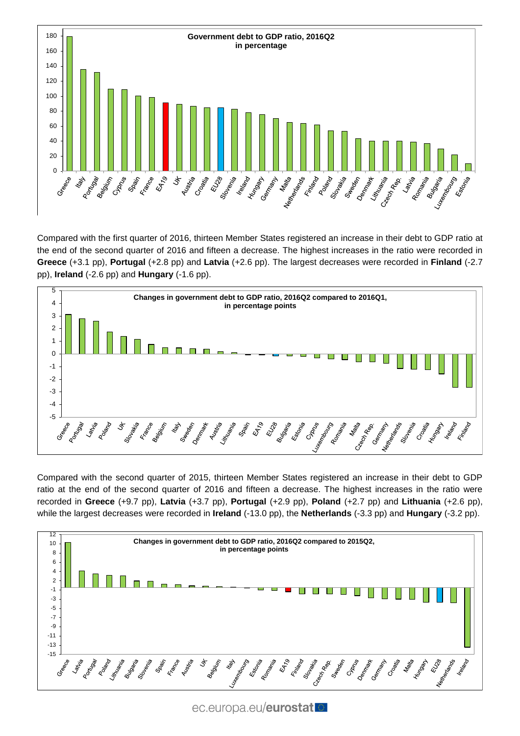Government debt to GDP ratio, 2016Q2
in percentage

Compared with the first quarter of 2016, thirteen Member States registered an increase in their debt to GDP ratio at the end of the second quarter of 2016 and fifteen a decrease. The highest increases in the ratio were recorded in **Greece** (+3.1 pp), **Portugal** (+2.8 pp) and **Latvia** (+2.6 pp). The largest decreases were recorded in **Finland** (-2.7 pp), **Ireland** (-2.6 pp) and **Hungary** (-1.6 pp).

Changes in government debt to GDP ratio, 2016Q2 compared to 2016Q1,
in percentage points

Compared with the second quarter of 2015, thirteen Member States registered an increase in their debt to GDP ratio at the end of the second quarter of 2016 and fifteen a decrease. The highest increases in the ratio were recorded in **Greece** (+9.7 pp), **Latvia** (+3.7 pp), **Portugal** (+2.9 pp), **Poland** (+2.7 pp) and **Lithuania** (+2.6 pp), while the largest decreases were recorded in **Ireland** (-13.0 pp), the **Netherlands** (-3.3 pp) and **Hungary** (-3.2 pp).

Changes in government debt to GDP ratio, 2016Q2 compared to 2015Q2,
in percentage points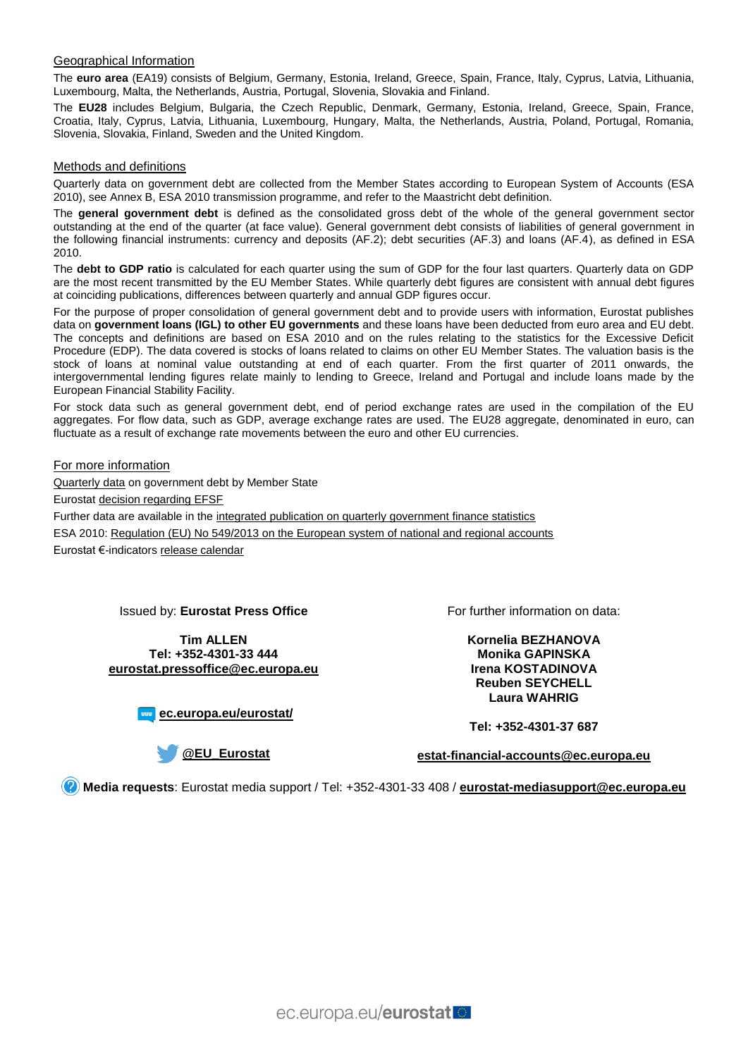## Geographical Information

The **euro area** (EA19) consists of Belgium, Germany, Estonia, Ireland, Greece, Spain, France, Italy, Cyprus, Latvia, Lithuania, Luxembourg, Malta, the Netherlands, Austria, Portugal, Slovenia, Slovakia and Finland.

The **EU28** includes Belgium, Bulgaria, the Czech Republic, Denmark, Germany, Estonia, Ireland, Greece, Spain, France, Croatia, Italy, Cyprus, Latvia, Lithuania, Luxembourg, Hungary, Malta, the Netherlands, Austria, Poland, Portugal, Romania, Slovenia, Slovakia, Finland, Sweden and the United Kingdom.

## Methods and definitions

Quarterly data on government debt are collected from the Member States according to European System of Accounts (ESA 2010), see Annex B, ESA 2010 transmission programme, and refer to the Maastricht debt definition.

The **general government debt** is defined as the consolidated gross debt of the whole of the general government sector outstanding at the end of the quarter (at face value). General government debt consists of liabilities of general government in the following financial instruments: currency and deposits (AF.2); debt securities (AF.3) and loans (AF.4), as defined in ESA 2010.

The **debt to GDP ratio** is calculated for each quarter using the sum of GDP for the four last quarters. Quarterly data on GDP are the most recent transmitted by the EU Member States. While quarterly debt figures are consistent with annual debt figures at coinciding publications, differences between quarterly and annual GDP figures occur.

For the purpose of proper consolidation of general government debt and to provide users with information, Eurostat publishes data on **government loans (IGL) to other EU governments** and these loans have been deducted from euro area and EU debt. The concepts and definitions are based on ESA 2010 and on the rules relating to the statistics for the Excessive Deficit Procedure (EDP). The data covered is stocks of loans related to claims on other EU Member States. The valuation basis is the stock of loans at nominal value outstanding at end of each quarter. From the first quarter of 2011 onwards, the intergovernmental lending figures relate mainly to lending to Greece, Ireland and Portugal and include loans made by the European Financial Stability Facility.

For stock data such as general government debt, end of period exchange rates are used in the compilation of the EU aggregates. For flow data, such as GDP, average exchange rates are used. The EU28 aggregate, denominated in euro, can fluctuate as a result of exchange rate movements between the euro and other EU currencies.

## For more information

Quarterly data on government debt by Member State

Eurostat decision regarding EFSF

Further data are available in the integrated publication on quarterly government finance statistics

ESA 2010: Regulation (EU) No 549/2013 on the European system of national and regional accounts

Eurostat €-indicators release calendar

Issued by: **Eurostat Press Office**

**Tim ALLEN**
**Tel: +352-4301-33 444**
**eurostat.pressoffice@ec.europa.eu**

**ec.europa.eu/eurostat/**

**@EU_Eurostat**

For further information on data:

**Kornelia BEZHANOVA**
**Monika GAPINSKA**
**Irena KOSTADINOVA**
**Reuben SEYCHELL**
**Laura WAHRIG**

**Tel: +352-4301-37 687**

**estat-financial-accounts@ec.europa.eu**

**Media requests**: Eurostat media support / Tel: +352-4301-33 408 / **eurostat-mediasupport@ec.europa.eu**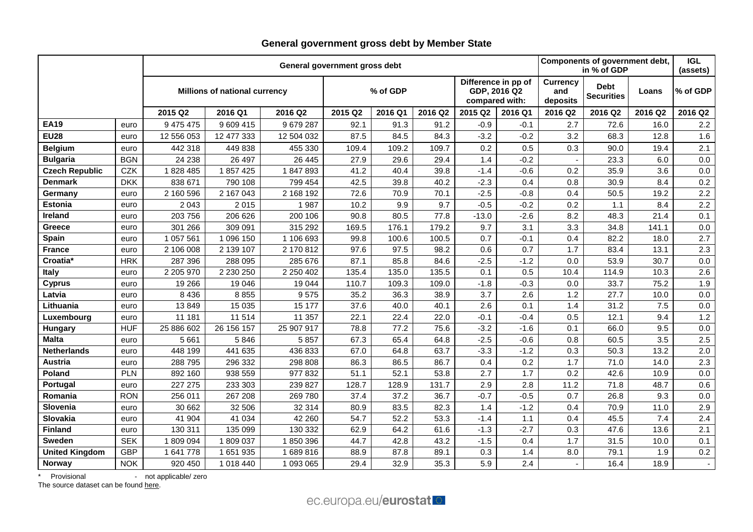## General government gross debt by Member State

| | | General government gross debt | | | | | | | | Components of government debt, in % of GDP | | | IGL (assets) |
|---|---|---|---|---|---|---|---|---|---|---|---|---|---|
| | | Millions of national currency | | | % of GDP | | | Difference in pp of GDP, 2016 Q2 compared with: | | Currency and deposits | Debt Securities | Loans | % of GDP |
| | | 2015 Q2 | 2016 Q1 | 2016 Q2 | 2015 Q2 | 2016 Q1 | 2016 Q2 | 2015 Q2 | 2016 Q1 | 2016 Q2 | 2016 Q2 | 2016 Q2 | 2016 Q2 |
| **EA19** | euro | 9 475 475 | 9 609 415 | 9 679 287 | 92.1 | 91.3 | 91.2 | -0.9 | -0.1 | 2.7 | 72.6 | 16.0 | 2.2 |
| **EU28** | euro | 12 556 053 | 12 477 333 | 12 504 032 | 87.5 | 84.5 | 84.3 | -3.2 | -0.2 | 3.2 | 68.3 | 12.8 | 1.6 |
| **Belgium** | euro | 442 318 | 449 838 | 455 330 | 109.4 | 109.2 | 109.7 | 0.2 | 0.5 | 0.3 | 90.0 | 19.4 | 2.1 |
| **Bulgaria** | BGN | 24 238 | 26 497 | 26 445 | 27.9 | 29.6 | 29.4 | 1.4 | -0.2 | - | 23.3 | 6.0 | 0.0 |
| **Czech Republic** | CZK | 1 828 485 | 1 857 425 | 1 847 893 | 41.2 | 40.4 | 39.8 | -1.4 | -0.6 | 0.2 | 35.9 | 3.6 | 0.0 |
| **Denmark** | DKK | 838 671 | 790 108 | 799 454 | 42.5 | 39.8 | 40.2 | -2.3 | 0.4 | 0.8 | 30.9 | 8.4 | 0.2 |
| **Germany** | euro | 2 160 596 | 2 167 043 | 2 168 192 | 72.6 | 70.9 | 70.1 | -2.5 | -0.8 | 0.4 | 50.5 | 19.2 | 2.2 |
| **Estonia** | euro | 2 043 | 2 015 | 1 987 | 10.2 | 9.9 | 9.7 | -0.5 | -0.2 | 0.2 | 1.1 | 8.4 | 2.2 |
| **Ireland** | euro | 203 756 | 206 626 | 200 106 | 90.8 | 80.5 | 77.8 | -13.0 | -2.6 | 8.2 | 48.3 | 21.4 | 0.1 |
| **Greece** | euro | 301 266 | 309 091 | 315 292 | 169.5 | 176.1 | 179.2 | 9.7 | 3.1 | 3.3 | 34.8 | 141.1 | 0.0 |
| **Spain** | euro | 1 057 561 | 1 096 150 | 1 106 693 | 99.8 | 100.6 | 100.5 | 0.7 | -0.1 | 0.4 | 82.2 | 18.0 | 2.7 |
| **France** | euro | 2 106 008 | 2 139 107 | 2 170 812 | 97.6 | 97.5 | 98.2 | 0.6 | 0.7 | 1.7 | 83.4 | 13.1 | 2.3 |
| **Croatia*** | HRK | 287 396 | 288 095 | 285 676 | 87.1 | 85.8 | 84.6 | -2.5 | -1.2 | 0.0 | 53.9 | 30.7 | 0.0 |
| **Italy** | euro | 2 205 970 | 2 230 250 | 2 250 402 | 135.4 | 135.0 | 135.5 | 0.1 | 0.5 | 10.4 | 114.9 | 10.3 | 2.6 |
| **Cyprus** | euro | 19 266 | 19 046 | 19 044 | 110.7 | 109.3 | 109.0 | -1.8 | -0.3 | 0.0 | 33.7 | 75.2 | 1.9 |
| **Latvia** | euro | 8 436 | 8 855 | 9 575 | 35.2 | 36.3 | 38.9 | 3.7 | 2.6 | 1.2 | 27.7 | 10.0 | 0.0 |
| **Lithuania** | euro | 13 849 | 15 035 | 15 177 | 37.6 | 40.0 | 40.1 | 2.6 | 0.1 | 1.4 | 31.2 | 7.5 | 0.0 |
| **Luxembourg** | euro | 11 181 | 11 514 | 11 357 | 22.1 | 22.4 | 22.0 | -0.1 | -0.4 | 0.5 | 12.1 | 9.4 | 1.2 |
| **Hungary** | HUF | 25 886 602 | 26 156 157 | 25 907 917 | 78.8 | 77.2 | 75.6 | -3.2 | -1.6 | 0.1 | 66.0 | 9.5 | 0.0 |
| **Malta** | euro | 5 661 | 5 846 | 5 857 | 67.3 | 65.4 | 64.8 | -2.5 | -0.6 | 0.8 | 60.5 | 3.5 | 2.5 |
| **Netherlands** | euro | 448 199 | 441 635 | 436 833 | 67.0 | 64.8 | 63.7 | -3.3 | -1.2 | 0.3 | 50.3 | 13.2 | 2.0 |
| **Austria** | euro | 288 795 | 296 332 | 298 808 | 86.3 | 86.5 | 86.7 | 0.4 | 0.2 | 1.7 | 71.0 | 14.0 | 2.3 |
| **Poland** | PLN | 892 160 | 938 559 | 977 832 | 51.1 | 52.1 | 53.8 | 2.7 | 1.7 | 0.2 | 42.6 | 10.9 | 0.0 |
| **Portugal** | euro | 227 275 | 233 303 | 239 827 | 128.7 | 128.9 | 131.7 | 2.9 | 2.8 | 11.2 | 71.8 | 48.7 | 0.6 |
| **Romania** | RON | 256 011 | 267 208 | 269 780 | 37.4 | 37.2 | 36.7 | -0.7 | -0.5 | 0.7 | 26.8 | 9.3 | 0.0 |
| **Slovenia** | euro | 30 662 | 32 506 | 32 314 | 80.9 | 83.5 | 82.3 | 1.4 | -1.2 | 0.4 | 70.9 | 11.0 | 2.9 |
| **Slovakia** | euro | 41 904 | 41 034 | 42 260 | 54.7 | 52.2 | 53.3 | -1.4 | 1.1 | 0.4 | 45.5 | 7.4 | 2.4 |
| **Finland** | euro | 130 311 | 135 099 | 130 332 | 62.9 | 64.2 | 61.6 | -1.3 | -2.7 | 0.3 | 47.6 | 13.6 | 2.1 |
| **Sweden** | SEK | 1 809 094 | 1 809 037 | 1 850 396 | 44.7 | 42.8 | 43.2 | -1.5 | 0.4 | 1.7 | 31.5 | 10.0 | 0.1 |
| **United Kingdom** | GBP | 1 641 778 | 1 651 935 | 1 689 816 | 88.9 | 87.8 | 89.1 | 0.3 | 1.4 | 8.0 | 79.1 | 1.9 | 0.2 |
| **Norway** | NOK | 920 450 | 1 018 440 | 1 093 065 | 29.4 | 32.9 | 35.3 | 5.9 | 2.4 | - | 16.4 | 18.9 | - |

\* Provisional - not applicable/ zero

The source dataset can be found here.